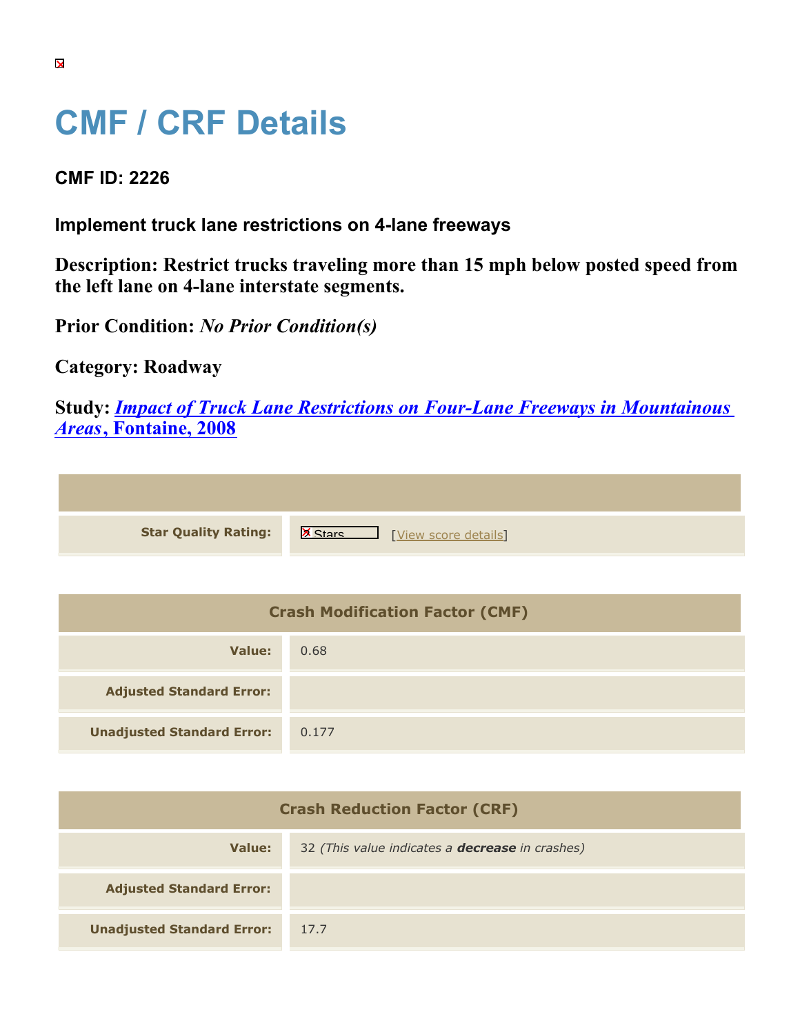# CMF / CRF Details

## CMF ID: 2226

### Implement truck lane restrictions on 4-lane freeways

**Description: Restrict trucks traveling more than 15 mph below posted speed from the left lane on 4-lane interstate segments.**

**Prior Condition:** ***No Prior Condition(s)***

**Category: Roadway**

**Study:** ***Impact of Truck Lane Restrictions on Four-Lane Freeways in Mountainous Areas*, Fontaine, 2008**

| | |
|---|---|
| **Star Quality Rating:** | Stars [View score details] |

| Crash Modification Factor (CMF) | |
|---|---|
| **Value:** | 0.68 |
| **Adjusted Standard Error:** | |
| **Unadjusted Standard Error:** | 0.177 |

| Crash Reduction Factor (CRF) | |
|---|---|
| **Value:** | 32 *(This value indicates a **decrease** in crashes)* |
| **Adjusted Standard Error:** | |
| **Unadjusted Standard Error:** | 17.7 |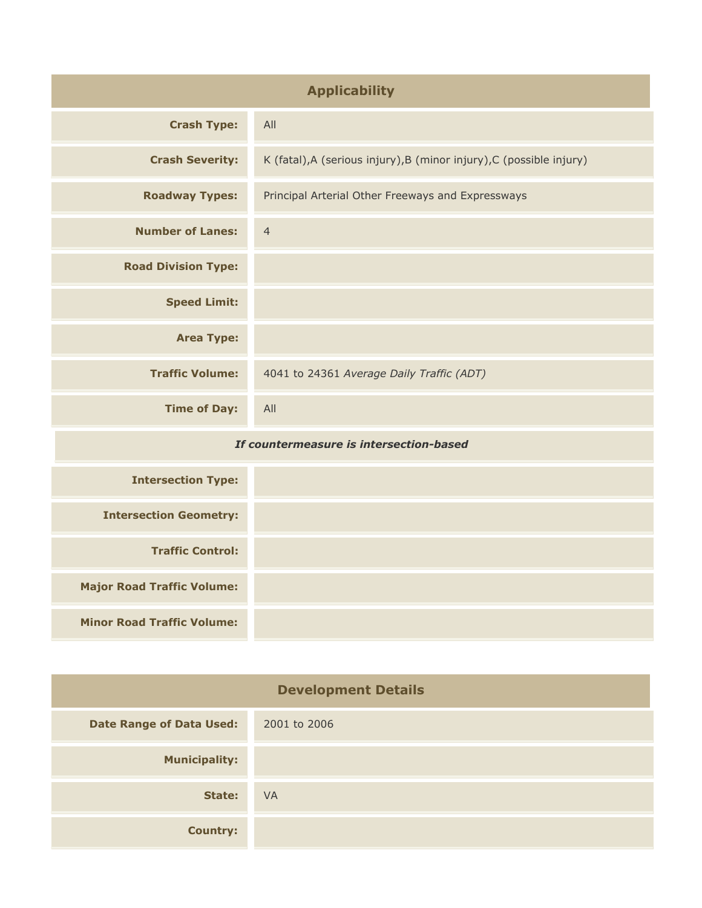## Applicability

| | |
|---|---|
| **Crash Type:** | All |
| **Crash Severity:** | K (fatal),A (serious injury),B (minor injury),C (possible injury) |
| **Roadway Types:** | Principal Arterial Other Freeways and Expressways |
| **Number of Lanes:** | 4 |
| **Road Division Type:** | |
| **Speed Limit:** | |
| **Area Type:** | |
| **Traffic Volume:** | 4041 to 24361 *Average Daily Traffic (ADT)* |
| **Time of Day:** | All |
| ***If countermeasure is intersection-based*** | |
| **Intersection Type:** | |
| **Intersection Geometry:** | |
| **Traffic Control:** | |
| **Major Road Traffic Volume:** | |
| **Minor Road Traffic Volume:** | |

## Development Details

| | |
|---|---|
| **Date Range of Data Used:** | 2001 to 2006 |
| **Municipality:** | |
| **State:** | VA |
| **Country:** | |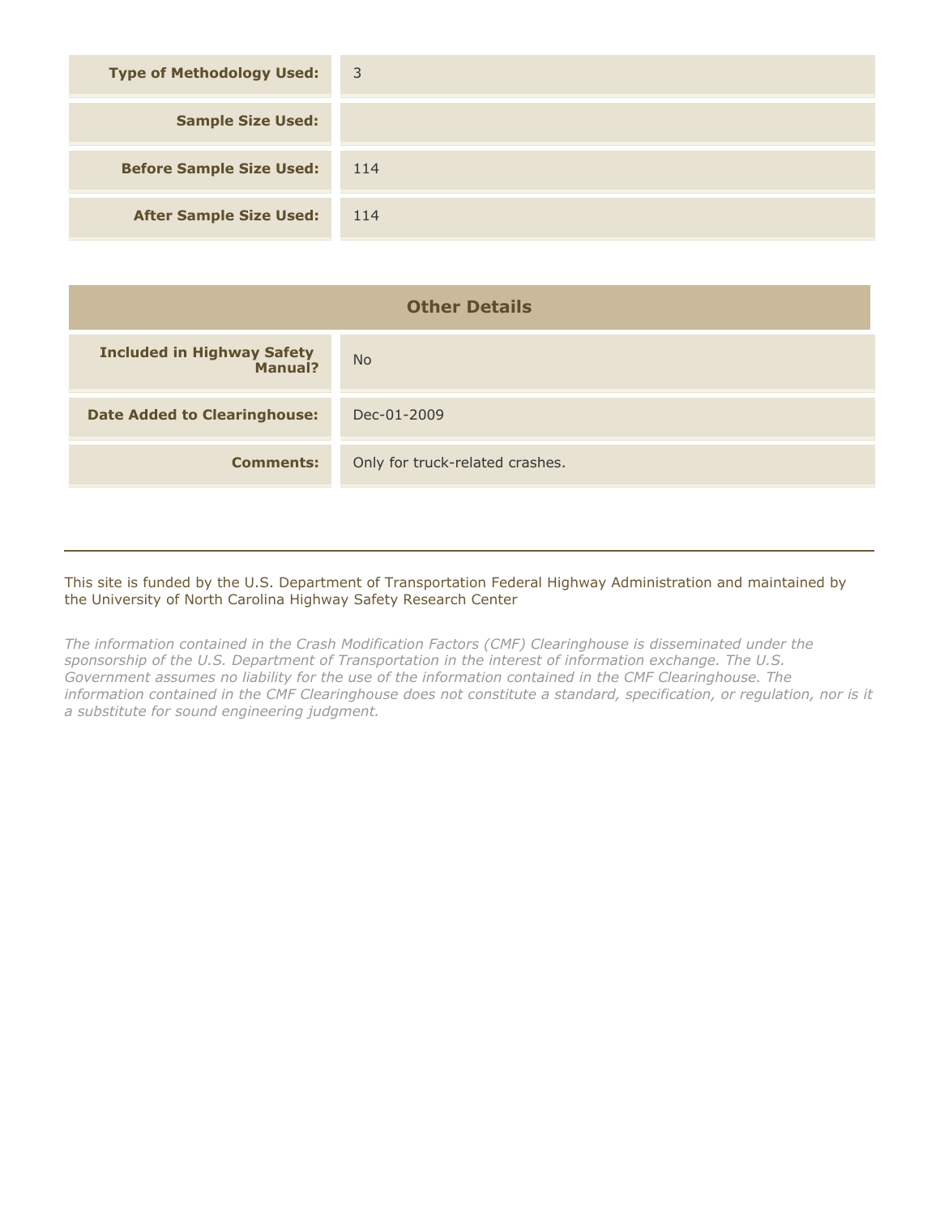| | |
|---|---|
| **Type of Methodology Used:** | 3 |
| **Sample Size Used:** | |
| **Before Sample Size Used:** | 114 |
| **After Sample Size Used:** | 114 |

## Other Details

| | |
|---|---|
| **Included in Highway Safety Manual?** | No |
| **Date Added to Clearinghouse:** | Dec-01-2009 |
| **Comments:** | Only for truck-related crashes. |

---

This site is funded by the U.S. Department of Transportation Federal Highway Administration and maintained by the University of North Carolina Highway Safety Research Center

*The information contained in the Crash Modification Factors (CMF) Clearinghouse is disseminated under the sponsorship of the U.S. Department of Transportation in the interest of information exchange. The U.S. Government assumes no liability for the use of the information contained in the CMF Clearinghouse. The information contained in the CMF Clearinghouse does not constitute a standard, specification, or regulation, nor is it a substitute for sound engineering judgment.*